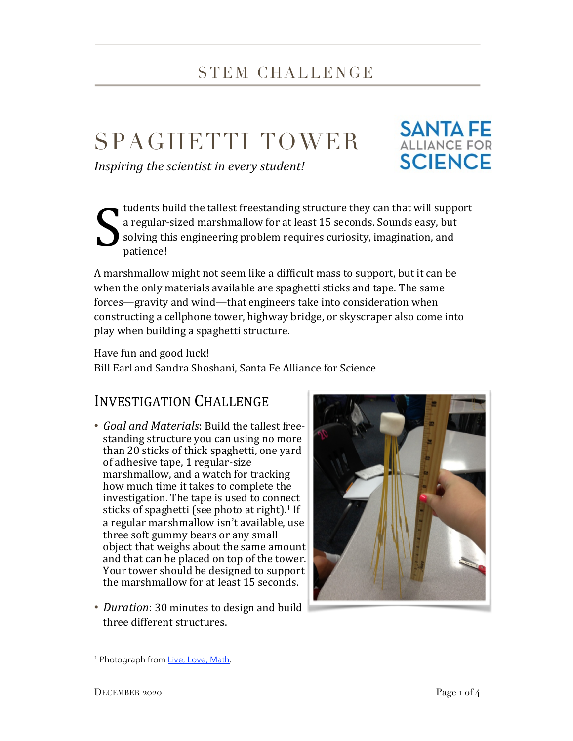STEM CHALLENGE

# SPAGHETTI TOWER

*Inspiring the scientist in every student!*

SANTA FE ALLIANCE FOR SCIENCE

Students build the tallest freestanding structure they can that will support a regular-sized marshmallow for at least 15 seconds. Sounds easy, but solving this engineering problem requires curiosity, imagination, and patience!

A marshmallow might not seem like a difficult mass to support, but it can be when the only materials available are spaghetti sticks and tape. The same forces—gravity and wind—that engineers take into consideration when constructing a cellphone tower, highway bridge, or skyscraper also come into play when building a spaghetti structure.

Have fun and good luck!
Bill Earl and Sandra Shoshani, Santa Fe Alliance for Science

## INVESTIGATION CHALLENGE

- *Goal and Materials*: Build the tallest free-standing structure you can using no more than 20 sticks of thick spaghetti, one yard of adhesive tape, 1 regular-size marshmallow, and a watch for tracking how much time it takes to complete the investigation. The tape is used to connect sticks of spaghetti (see photo at right).[1] If a regular marshmallow isn't available, use three soft gummy bears or any small object that weighs about the same amount and that can be placed on top of the tower. Your tower should be designed to support the marshmallow for at least 15 seconds.
- *Duration*: 30 minutes to design and build three different structures.

---

[1] Photograph from Live, Love, Math.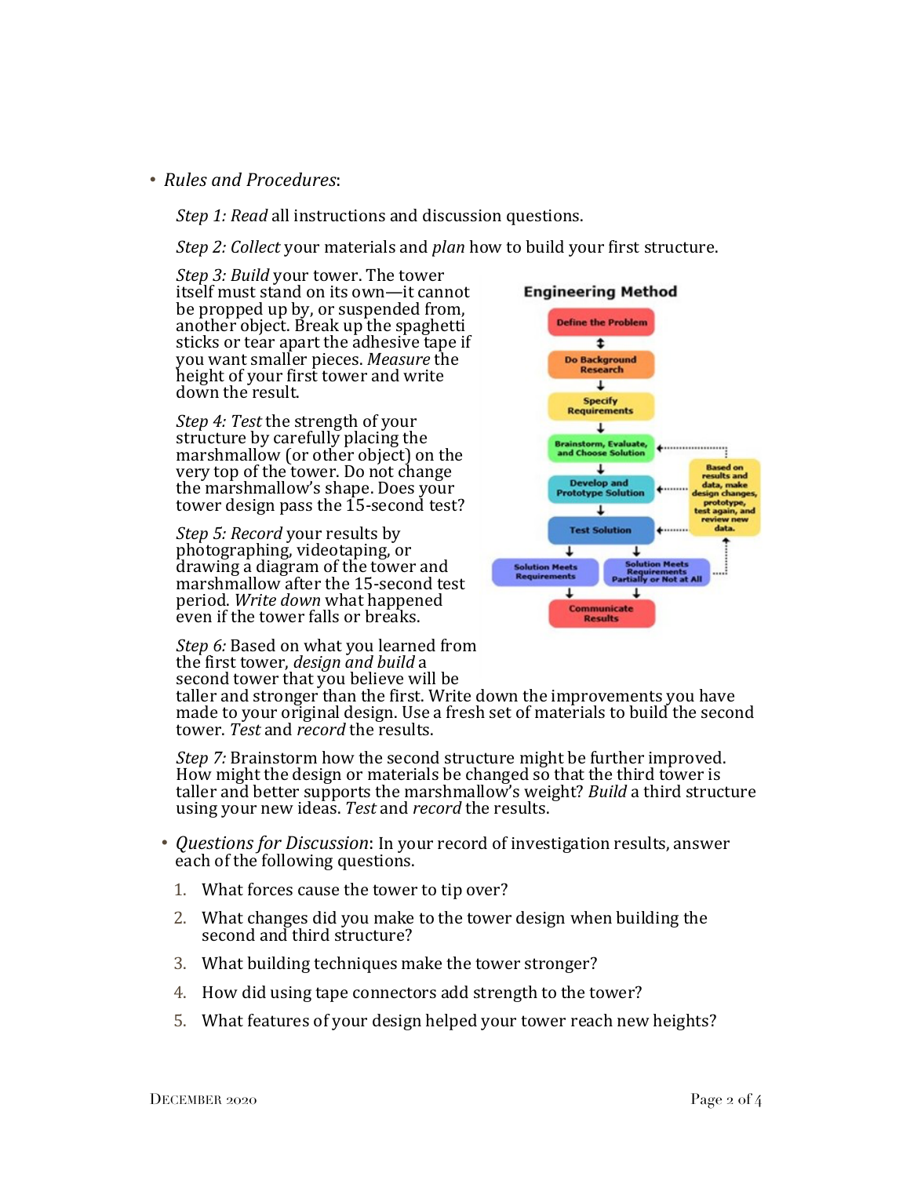- *Rules and Procedures*:

  *Step 1: Read* all instructions and discussion questions.

  *Step 2: Collect* your materials and *plan* how to build your first structure.

  *Step 3: Build* your tower. The tower itself must stand on its own—it cannot be propped up by, or suspended from, another object. Break up the spaghetti sticks or tear apart the adhesive tape if you want smaller pieces. *Measure* the height of your first tower and write down the result.

  *Step 4: Test* the strength of your structure by carefully placing the marshmallow (or other object) on the very top of the tower. Do not change the marshmallow's shape. Does your tower design pass the 15-second test?

  *Step 5: Record* your results by photographing, videotaping, or drawing a diagram of the tower and marshmallow after the 15-second test period. *Write down* what happened even if the tower falls or breaks.

  *Step 6:* Based on what you learned from the first tower, *design and build* a second tower that you believe will be taller and stronger than the first. Write down the improvements you have made to your original design. Use a fresh set of materials to build the second tower. *Test* and *record* the results.

  *Step 7:* Brainstorm how the second structure might be further improved. How might the design or materials be changed so that the third tower is taller and better supports the marshmallow's weight? *Build* a third structure using your new ideas. *Test* and *record* the results.

**Engineering Method**

Define the Problem ↕ Do Background Research → Specify Requirements → Brainstorm, Evaluate, and Choose Solution → Develop and Prototype Solution → Test Solution → Solution Meets Requirements / Solution Meets Requirements Partially or Not at All → Communicate Results

Based on results and data, make design changes, prototype, test again, and review new data.

- *Questions for Discussion*: In your record of investigation results, answer each of the following questions.

  1. What forces cause the tower to tip over?
  2. What changes did you make to the tower design when building the second and third structure?
  3. What building techniques make the tower stronger?
  4. How did using tape connectors add strength to the tower?
  5. What features of your design helped your tower reach new heights?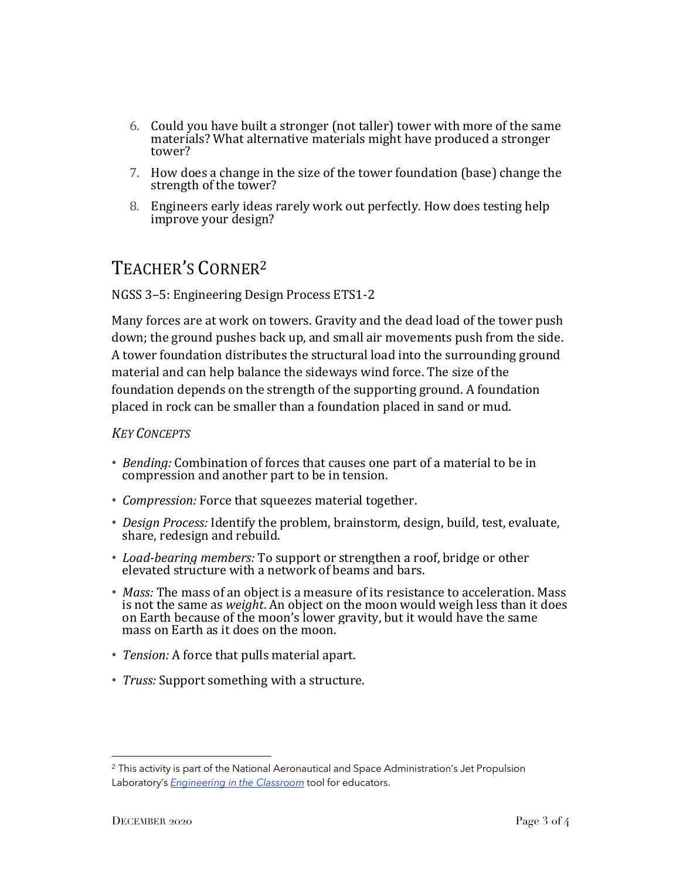6. Could you have built a stronger (not taller) tower with more of the same materials? What alternative materials might have produced a stronger tower?
7. How does a change in the size of the tower foundation (base) change the strength of the tower?
8. Engineers early ideas rarely work out perfectly. How does testing help improve your design?

## Teacher's Corner[2]

NGSS 3–5: Engineering Design Process ETS1-2

Many forces are at work on towers. Gravity and the dead load of the tower push down; the ground pushes back up, and small air movements push from the side. A tower foundation distributes the structural load into the surrounding ground material and can help balance the sideways wind force. The size of the foundation depends on the strength of the supporting ground. A foundation placed in rock can be smaller than a foundation placed in sand or mud.

### *Key Concepts*

- *Bending:* Combination of forces that causes one part of a material to be in compression and another part to be in tension.
- *Compression:* Force that squeezes material together.
- *Design Process:* Identify the problem, brainstorm, design, build, test, evaluate, share, redesign and rebuild.
- *Load-bearing members:* To support or strengthen a roof, bridge or other elevated structure with a network of beams and bars.
- *Mass:* The mass of an object is a measure of its resistance to acceleration. Mass is not the same as *weight*. An object on the moon would weigh less than it does on Earth because of the moon's lower gravity, but it would have the same mass on Earth as it does on the moon.
- *Tension:* A force that pulls material apart.
- *Truss:* Support something with a structure.

---

[2] This activity is part of the National Aeronautical and Space Administration's Jet Propulsion Laboratory's *Engineering in the Classroom* tool for educators.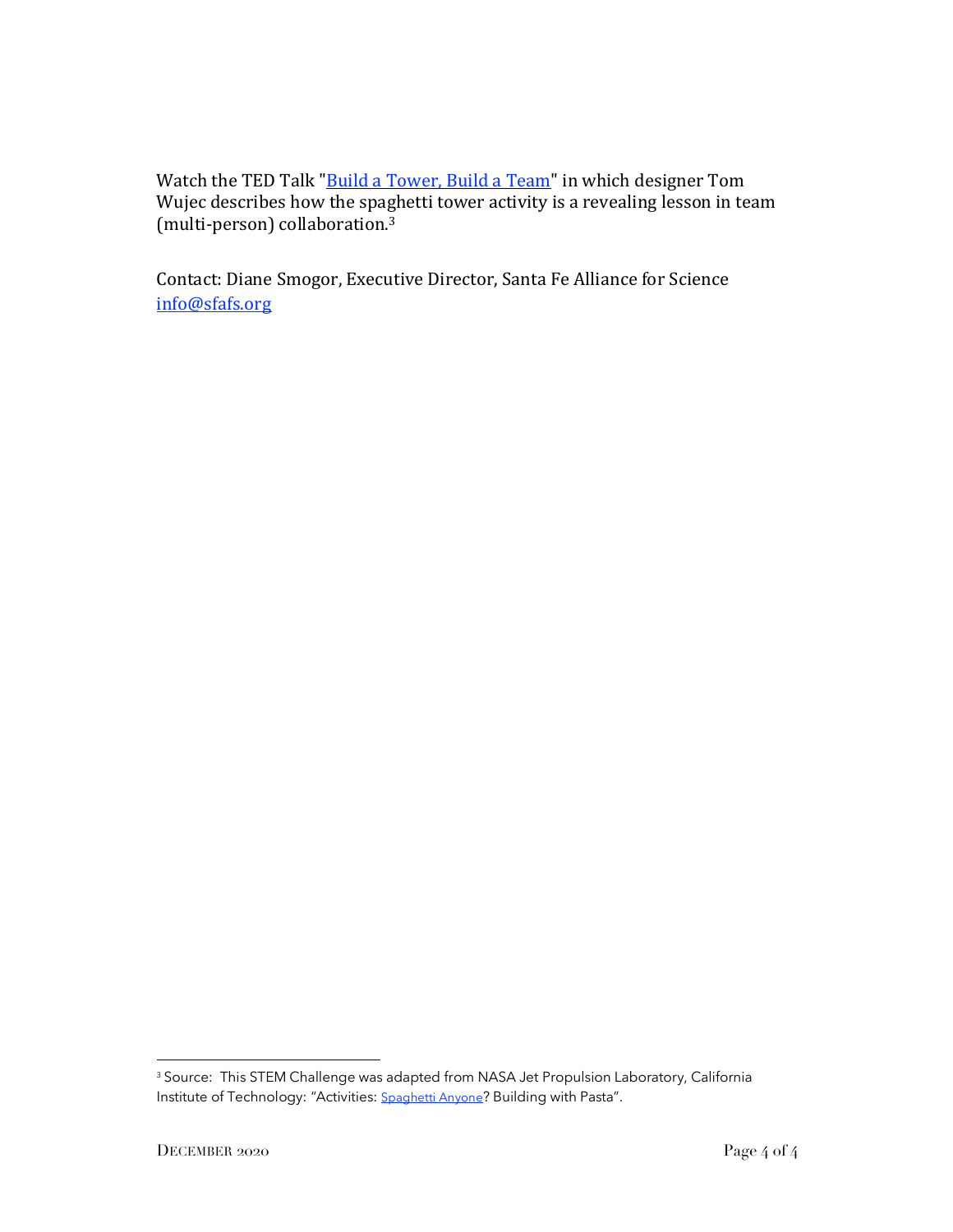Watch the TED Talk "Build a Tower, Build a Team" in which designer Tom Wujec describes how the spaghetti tower activity is a revealing lesson in team (multi-person) collaboration.[3]

Contact: Diane Smogor, Executive Director, Santa Fe Alliance for Science
info@sfafs.org

[3] Source: This STEM Challenge was adapted from NASA Jet Propulsion Laboratory, California Institute of Technology: "Activities: Spaghetti Anyone? Building with Pasta".

December 2020